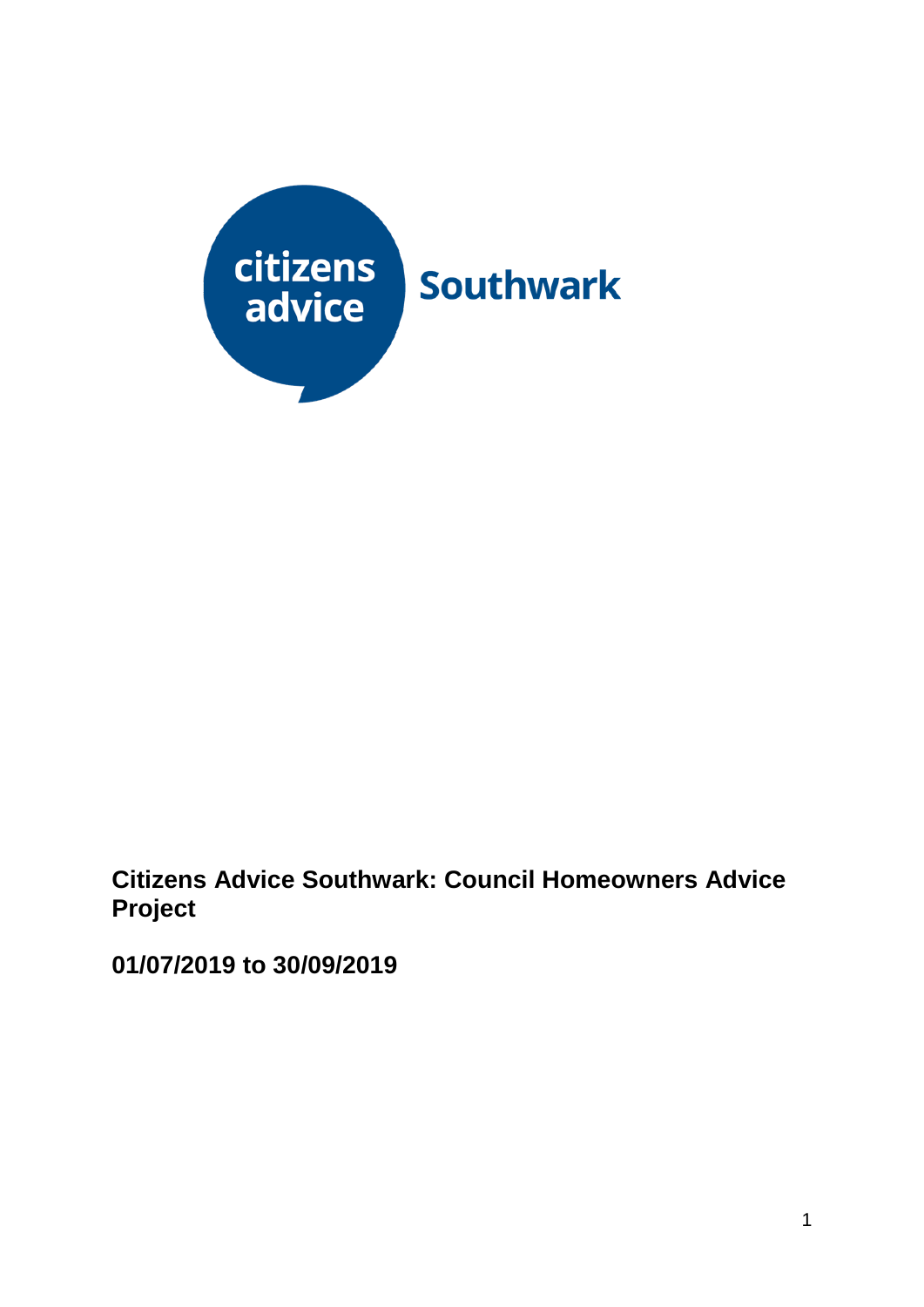citizens advice Southwark

# Citizens Advice Southwark: Council Homeowners Advice Project

## 01/07/2019 to 30/09/2019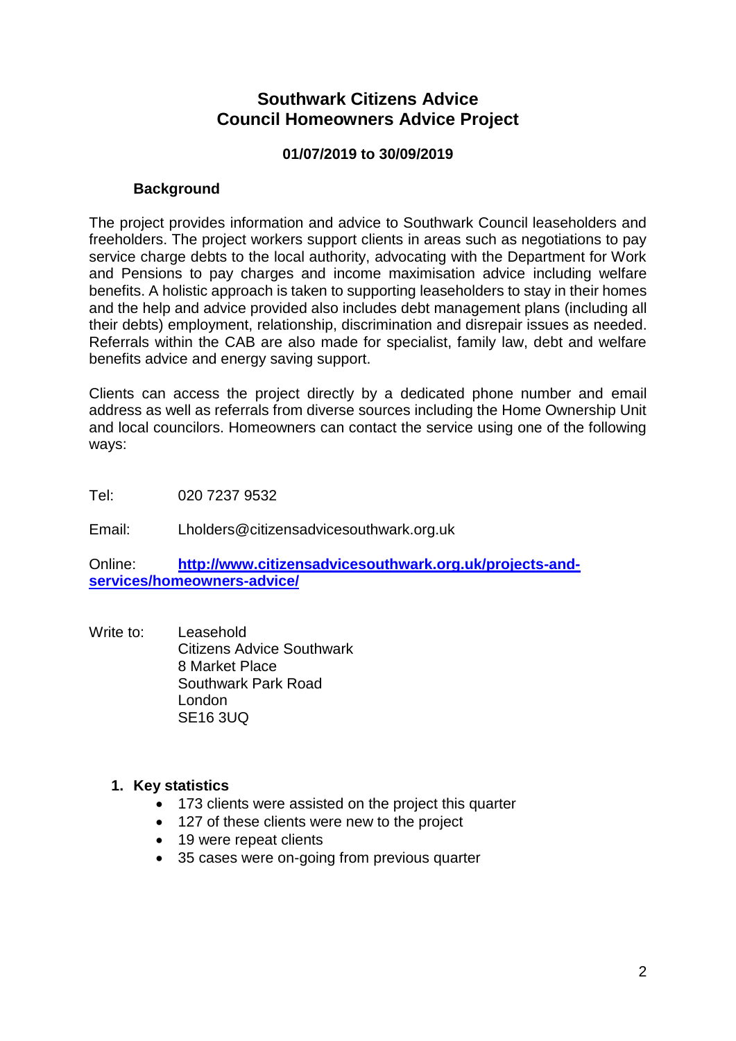# Southwark Citizens Advice
# Council Homeowners Advice Project

**01/07/2019 to 30/09/2019**

**Background**

The project provides information and advice to Southwark Council leaseholders and freeholders. The project workers support clients in areas such as negotiations to pay service charge debts to the local authority, advocating with the Department for Work and Pensions to pay charges and income maximisation advice including welfare benefits. A holistic approach is taken to supporting leaseholders to stay in their homes and the help and advice provided also includes debt management plans (including all their debts) employment, relationship, discrimination and disrepair issues as needed. Referrals within the CAB are also made for specialist, family law, debt and welfare benefits advice and energy saving support.

Clients can access the project directly by a dedicated phone number and email address as well as referrals from diverse sources including the Home Ownership Unit and local councilors. Homeowners can contact the service using one of the following ways:

Tel: 020 7237 9532

Email: Lholders@citizensadvicesouthwark.org.uk

Online: **http://www.citizensadvicesouthwark.org.uk/projects-and-services/homeowners-advice/**

Write to: Leasehold
Citizens Advice Southwark
8 Market Place
Southwark Park Road
London
SE16 3UQ

## 1. Key statistics

- 173 clients were assisted on the project this quarter
- 127 of these clients were new to the project
- 19 were repeat clients
- 35 cases were on-going from previous quarter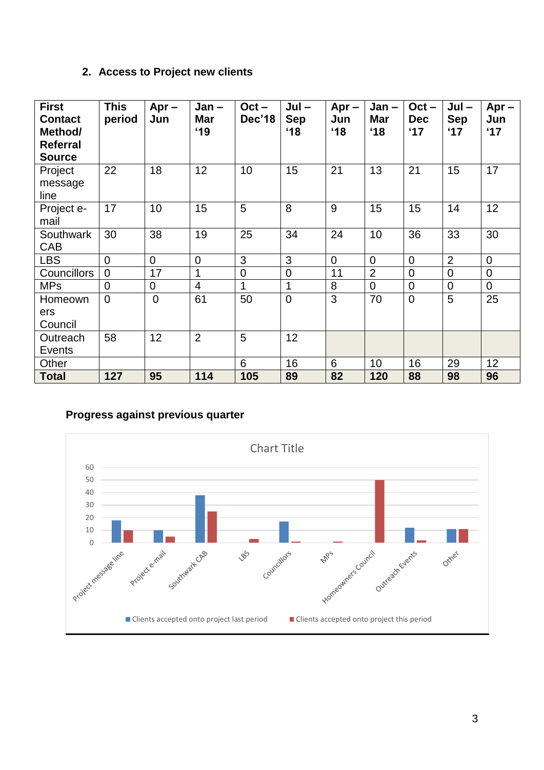## 2. Access to Project new clients

| First Contact Method/ Referral Source | This period | Apr – Jun | Jan – Mar '19 | Oct – Dec'18 | Jul – Sep '18 | Apr – Jun '18 | Jan – Mar '18 | Oct – Dec '17 | Jul – Sep '17 | Apr – Jun '17 |
|---|---|---|---|---|---|---|---|---|---|---|
| Project message line | 22 | 18 | 12 | 10 | 15 | 21 | 13 | 21 | 15 | 17 |
| Project e-mail | 17 | 10 | 15 | 5 | 8 | 9 | 15 | 15 | 14 | 12 |
| Southwark CAB | 30 | 38 | 19 | 25 | 34 | 24 | 10 | 36 | 33 | 30 |
| LBS | 0 | 0 | 0 | 3 | 3 | 0 | 0 | 0 | 2 | 0 |
| Councillors | 0 | 17 | 1 | 0 | 0 | 11 | 2 | 0 | 0 | 0 |
| MPs | 0 | 0 | 4 | 1 | 1 | 8 | 0 | 0 | 0 | 0 |
| Homeowners Council | 0 | 0 | 61 | 50 | 0 | 3 | 70 | 0 | 5 | 25 |
| Outreach Events | 58 | 12 | 2 | 5 | 12 | | | | | |
| Other | | | | 6 | 16 | 6 | 10 | 16 | 29 | 12 |
| **Total** | **127** | **95** | **114** | **105** | **89** | **82** | **120** | **88** | **98** | **96** |

### Progress against previous quarter

Chart Title

| | Clients accepted onto project last period | Clients accepted onto project this period |
|---|---|---|
| Project message line | 18 | 10 |
| Project e-mail | 10 | 5 |
| Southwark CAB | 38 | 25 |
| LBS | 0 | 3 |
| Councillors | 17 | 1 |
| MPs | 0 | 1 |
| Homeowners Council | 0 | 50 |
| Outreach Events | 12 | 2 |
| Other | 11 | 11 |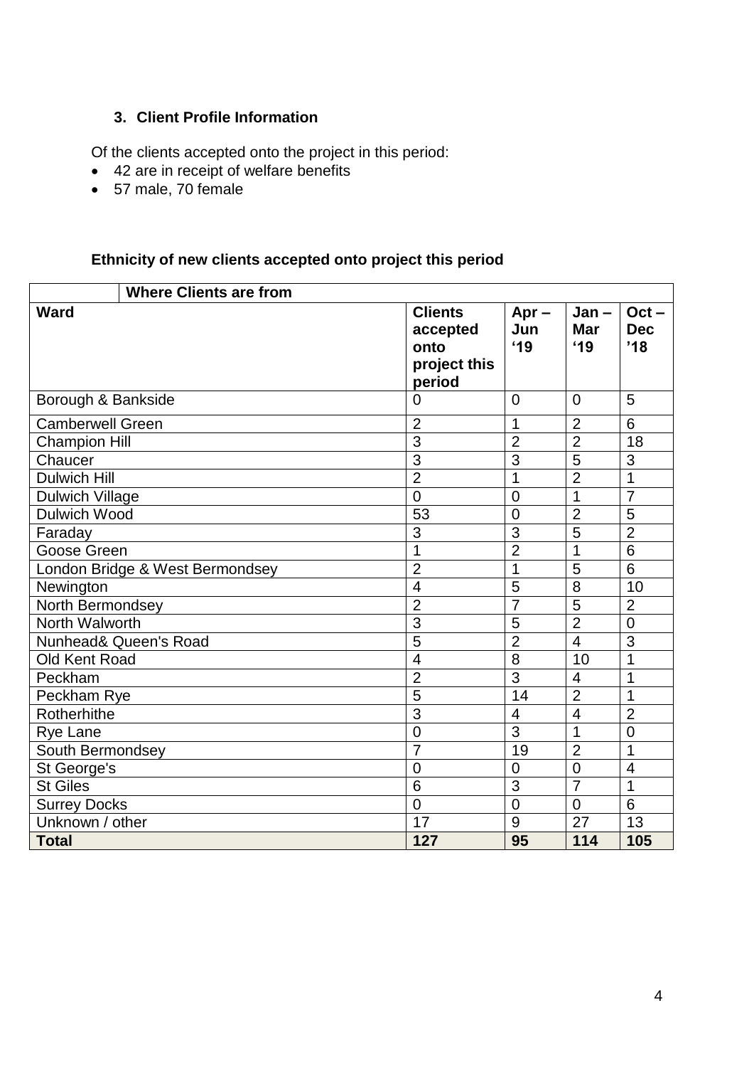### 3. Client Profile Information

Of the clients accepted onto the project in this period:

- 42 are in receipt of welfare benefits
- 57 male, 70 female

**Ethnicity of new clients accepted onto project this period**

| Where Clients are from | | | | |
|---|---|---|---|---|
| **Ward** | **Clients accepted onto project this period** | **Apr – Jun '19** | **Jan – Mar '19** | **Oct – Dec '18** |
| Borough & Bankside | 0 | 0 | 0 | 5 |
| Camberwell Green | 2 | 1 | 2 | 6 |
| Champion Hill | 3 | 2 | 2 | 18 |
| Chaucer | 3 | 3 | 5 | 3 |
| Dulwich Hill | 2 | 1 | 2 | 1 |
| Dulwich Village | 0 | 0 | 1 | 7 |
| Dulwich Wood | 53 | 0 | 2 | 5 |
| Faraday | 3 | 3 | 5 | 2 |
| Goose Green | 1 | 2 | 1 | 6 |
| London Bridge & West Bermondsey | 2 | 1 | 5 | 6 |
| Newington | 4 | 5 | 8 | 10 |
| North Bermondsey | 2 | 7 | 5 | 2 |
| North Walworth | 3 | 5 | 2 | 0 |
| Nunhead& Queen's Road | 5 | 2 | 4 | 3 |
| Old Kent Road | 4 | 8 | 10 | 1 |
| Peckham | 2 | 3 | 4 | 1 |
| Peckham Rye | 5 | 14 | 2 | 1 |
| Rotherhithe | 3 | 4 | 4 | 2 |
| Rye Lane | 0 | 3 | 1 | 0 |
| South Bermondsey | 7 | 19 | 2 | 1 |
| St George's | 0 | 0 | 0 | 4 |
| St Giles | 6 | 3 | 7 | 1 |
| Surrey Docks | 0 | 0 | 0 | 6 |
| Unknown / other | 17 | 9 | 27 | 13 |
| **Total** | **127** | **95** | **114** | **105** |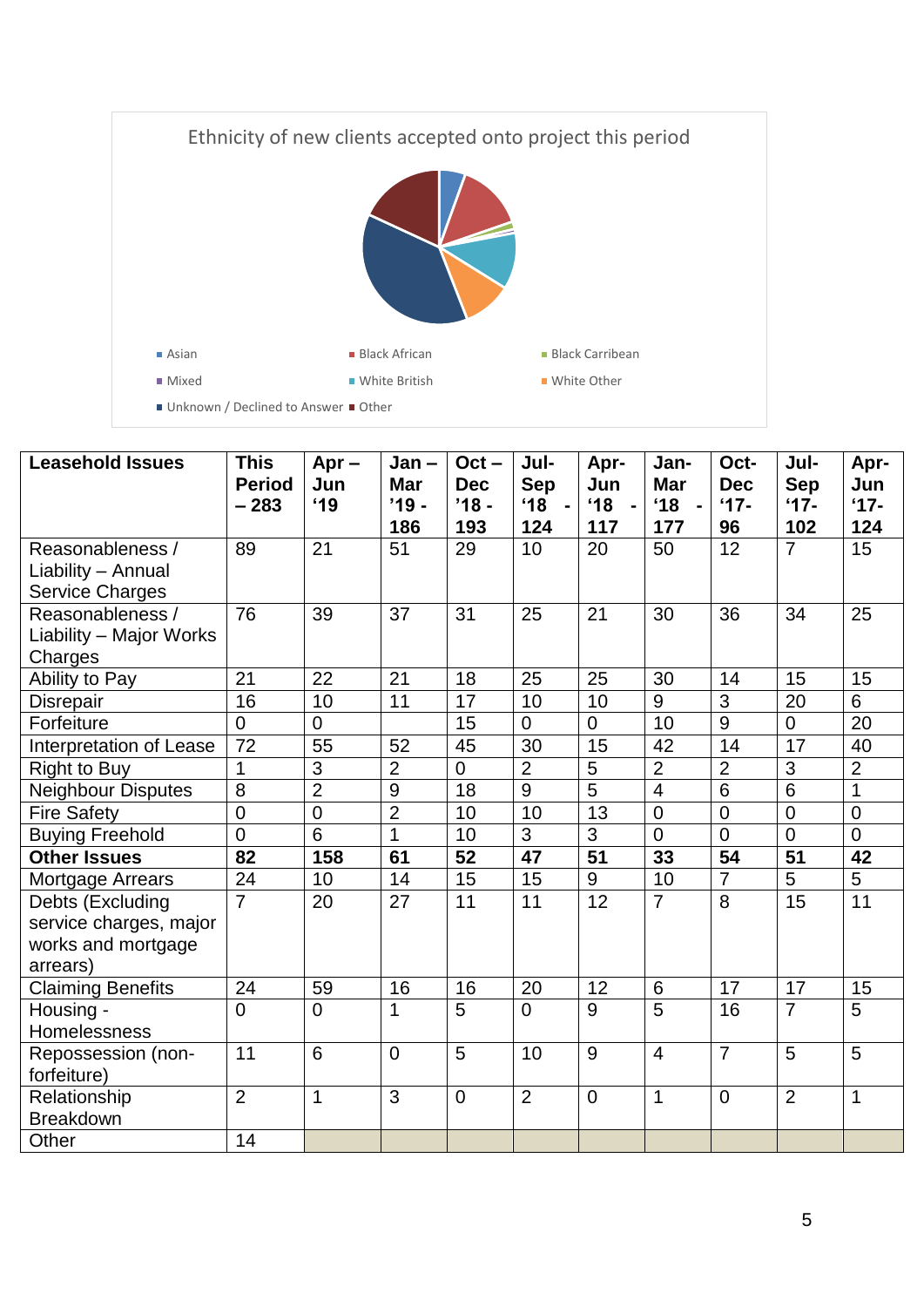Ethnicity of new clients accepted onto project this period

- Asian
- Black African
- Black Carribean
- Mixed
- White British
- White Other
- Unknown / Declined to Answer
- Other

| Leasehold Issues | This Period – 283 | Apr – Jun '19 | Jan – Mar '19 - 186 | Oct – Dec '18 - 193 | Jul-Sep '18 - 124 | Apr-Jun '18 - 117 | Jan-Mar '18 - 177 | Oct-Dec '17- 96 | Jul-Sep '17- 102 | Apr-Jun '17- 124 |
|---|---|---|---|---|---|---|---|---|---|---|
| Reasonableness / Liability – Annual Service Charges | 89 | 21 | 51 | 29 | 10 | 20 | 50 | 12 | 7 | 15 |
| Reasonableness / Liability – Major Works Charges | 76 | 39 | 37 | 31 | 25 | 21 | 30 | 36 | 34 | 25 |
| Ability to Pay | 21 | 22 | 21 | 18 | 25 | 25 | 30 | 14 | 15 | 15 |
| Disrepair | 16 | 10 | 11 | 17 | 10 | 10 | 9 | 3 | 20 | 6 |
| Forfeiture | 0 | 0 | | 15 | 0 | 0 | 10 | 9 | 0 | 20 |
| Interpretation of Lease | 72 | 55 | 52 | 45 | 30 | 15 | 42 | 14 | 17 | 40 |
| Right to Buy | 1 | 3 | 2 | 0 | 2 | 5 | 2 | 2 | 3 | 2 |
| Neighbour Disputes | 8 | 2 | 9 | 18 | 9 | 5 | 4 | 6 | 6 | 1 |
| Fire Safety | 0 | 0 | 2 | 10 | 10 | 13 | 0 | 0 | 0 | 0 |
| Buying Freehold | 0 | 6 | 1 | 10 | 3 | 3 | 0 | 0 | 0 | 0 |
| **Other Issues** | **82** | **158** | **61** | **52** | **47** | **51** | **33** | **54** | **51** | **42** |
| Mortgage Arrears | 24 | 10 | 14 | 15 | 15 | 9 | 10 | 7 | 5 | 5 |
| Debts (Excluding service charges, major works and mortgage arrears) | 7 | 20 | 27 | 11 | 11 | 12 | 7 | 8 | 15 | 11 |
| Claiming Benefits | 24 | 59 | 16 | 16 | 20 | 12 | 6 | 17 | 17 | 15 |
| Housing - Homelessness | 0 | 0 | 1 | 5 | 0 | 9 | 5 | 16 | 7 | 5 |
| Repossession (non-forfeiture) | 11 | 6 | 0 | 5 | 10 | 9 | 4 | 7 | 5 | 5 |
| Relationship Breakdown | 2 | 1 | 3 | 0 | 2 | 0 | 1 | 0 | 2 | 1 |
| Other | 14 | | | | | | | | | |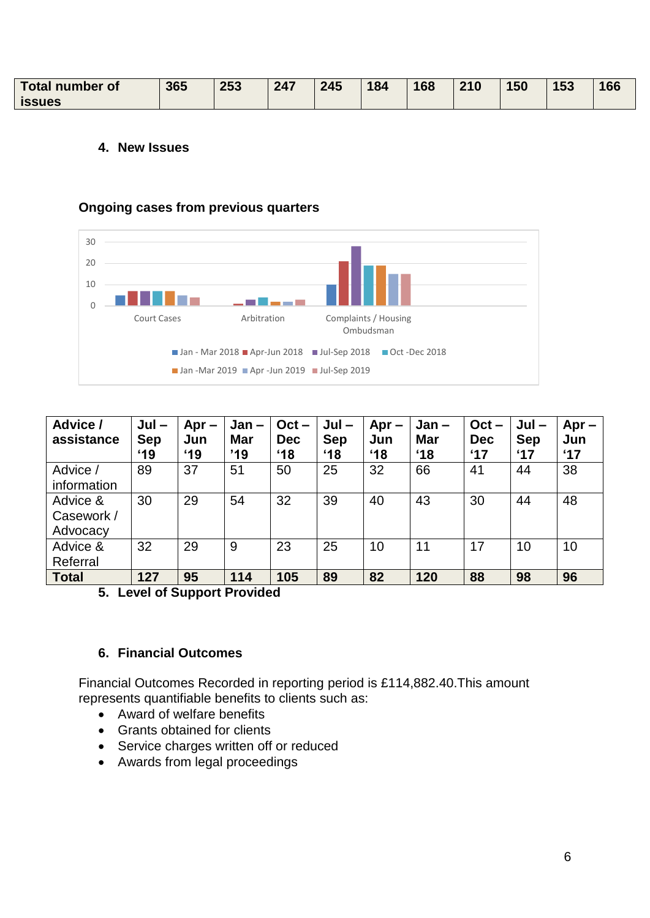| Total number of issues | 365 | 253 | 247 | 245 | 184 | 168 | 210 | 150 | 153 | 166 |
|---|---|---|---|---|---|---|---|---|---|---|

4. **New Issues**

**Ongoing cases from previous quarters**

| Advice / assistance | Jul – Sep '19 | Apr – Jun '19 | Jan – Mar '19 | Oct – Dec '18 | Jul – Sep '18 | Apr – Jun '18 | Jan – Mar '18 | Oct – Dec '17 | Jul – Sep '17 | Apr – Jun '17 |
|---|---|---|---|---|---|---|---|---|---|---|
| Advice / information | 89 | 37 | 51 | 50 | 25 | 32 | 66 | 41 | 44 | 38 |
| Advice & Casework / Advocacy | 30 | 29 | 54 | 32 | 39 | 40 | 43 | 30 | 44 | 48 |
| Advice & Referral | 32 | 29 | 9 | 23 | 25 | 10 | 11 | 17 | 10 | 10 |
| **Total** | **127** | **95** | **114** | **105** | **89** | **82** | **120** | **88** | **98** | **96** |

5. **Level of Support Provided**

6. **Financial Outcomes**

Financial Outcomes Recorded in reporting period is £114,882.40.This amount represents quantifiable benefits to clients such as:

- Award of welfare benefits
- Grants obtained for clients
- Service charges written off or reduced
- Awards from legal proceedings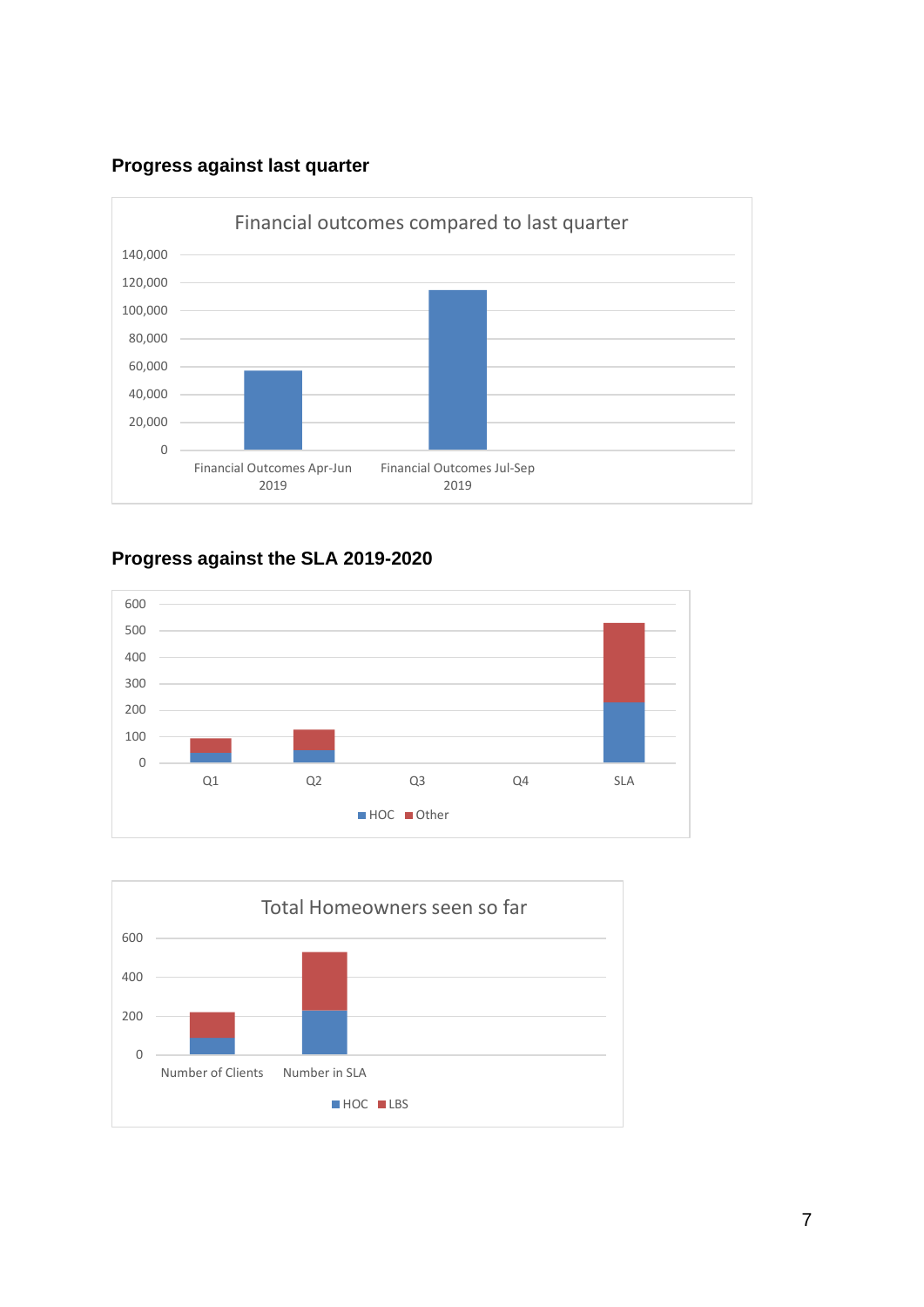## Progress against last quarter

Financial outcomes compared to last quarter

140,000
120,000
100,000
80,000
60,000
40,000
20,000
0

Financial Outcomes Apr-Jun 2019
Financial Outcomes Jul-Sep 2019

## Progress against the SLA 2019-2020

600
500
400
300
200
100
0

Q1 Q2 Q3 Q4 SLA

HOC Other

Total Homeowners seen so far

600
400
200
0

Number of Clients
Number in SLA

HOC LBS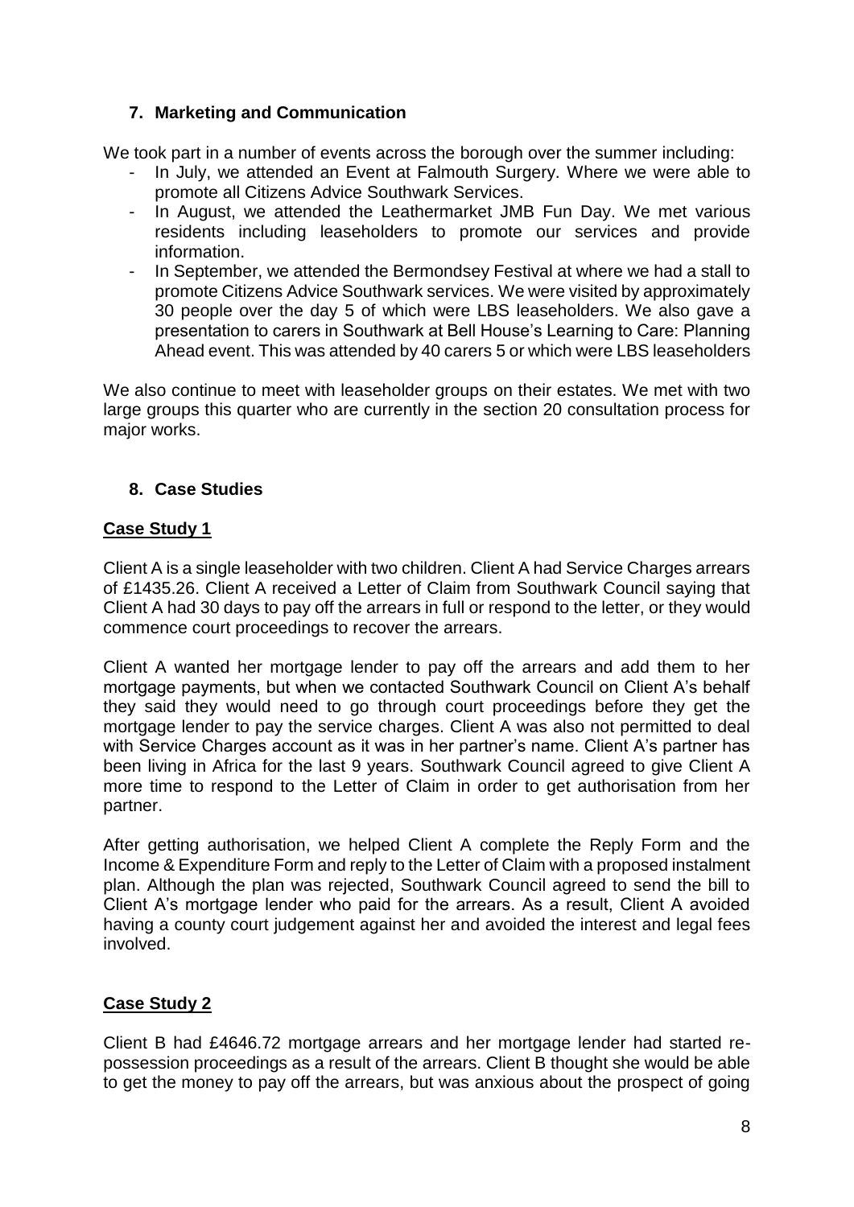## 7. Marketing and Communication

We took part in a number of events across the borough over the summer including:

- In July, we attended an Event at Falmouth Surgery. Where we were able to promote all Citizens Advice Southwark Services.
- In August, we attended the Leathermarket JMB Fun Day. We met various residents including leaseholders to promote our services and provide information.
- In September, we attended the Bermondsey Festival at where we had a stall to promote Citizens Advice Southwark services. We were visited by approximately 30 people over the day 5 of which were LBS leaseholders. We also gave a presentation to carers in Southwark at Bell House's Learning to Care: Planning Ahead event. This was attended by 40 carers 5 or which were LBS leaseholders

We also continue to meet with leaseholder groups on their estates. We met with two large groups this quarter who are currently in the section 20 consultation process for major works.

## 8. Case Studies

### Case Study 1

Client A is a single leaseholder with two children. Client A had Service Charges arrears of £1435.26. Client A received a Letter of Claim from Southwark Council saying that Client A had 30 days to pay off the arrears in full or respond to the letter, or they would commence court proceedings to recover the arrears.

Client A wanted her mortgage lender to pay off the arrears and add them to her mortgage payments, but when we contacted Southwark Council on Client A's behalf they said they would need to go through court proceedings before they get the mortgage lender to pay the service charges. Client A was also not permitted to deal with Service Charges account as it was in her partner's name. Client A's partner has been living in Africa for the last 9 years. Southwark Council agreed to give Client A more time to respond to the Letter of Claim in order to get authorisation from her partner.

After getting authorisation, we helped Client A complete the Reply Form and the Income & Expenditure Form and reply to the Letter of Claim with a proposed instalment plan. Although the plan was rejected, Southwark Council agreed to send the bill to Client A's mortgage lender who paid for the arrears. As a result, Client A avoided having a county court judgement against her and avoided the interest and legal fees involved.

### Case Study 2

Client B had £4646.72 mortgage arrears and her mortgage lender had started re-possession proceedings as a result of the arrears. Client B thought she would be able to get the money to pay off the arrears, but was anxious about the prospect of going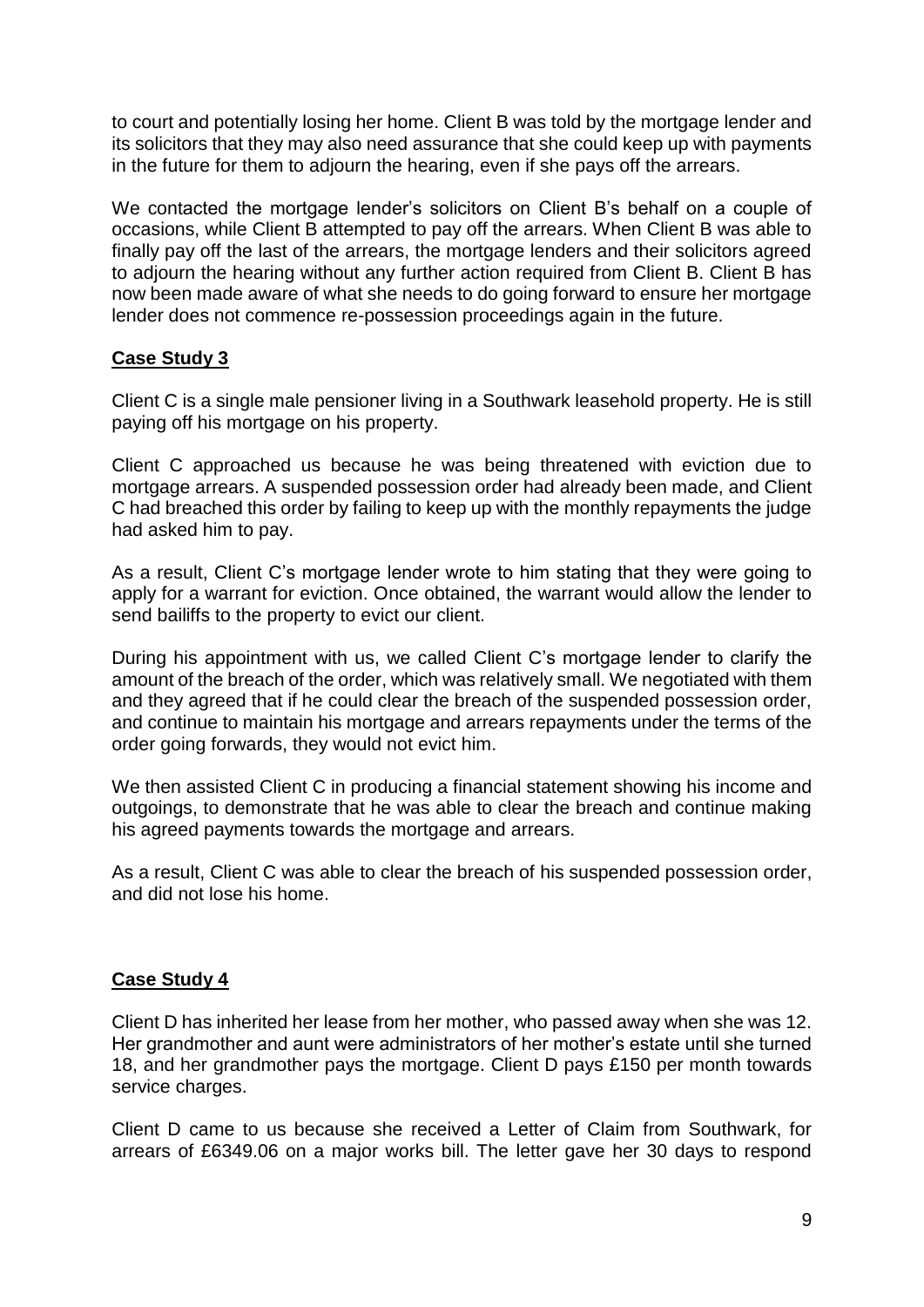to court and potentially losing her home. Client B was told by the mortgage lender and its solicitors that they may also need assurance that she could keep up with payments in the future for them to adjourn the hearing, even if she pays off the arrears.

We contacted the mortgage lender's solicitors on Client B's behalf on a couple of occasions, while Client B attempted to pay off the arrears. When Client B was able to finally pay off the last of the arrears, the mortgage lenders and their solicitors agreed to adjourn the hearing without any further action required from Client B. Client B has now been made aware of what she needs to do going forward to ensure her mortgage lender does not commence re-possession proceedings again in the future.

## Case Study 3

Client C is a single male pensioner living in a Southwark leasehold property. He is still paying off his mortgage on his property.

Client C approached us because he was being threatened with eviction due to mortgage arrears. A suspended possession order had already been made, and Client C had breached this order by failing to keep up with the monthly repayments the judge had asked him to pay.

As a result, Client C's mortgage lender wrote to him stating that they were going to apply for a warrant for eviction. Once obtained, the warrant would allow the lender to send bailiffs to the property to evict our client.

During his appointment with us, we called Client C's mortgage lender to clarify the amount of the breach of the order, which was relatively small. We negotiated with them and they agreed that if he could clear the breach of the suspended possession order, and continue to maintain his mortgage and arrears repayments under the terms of the order going forwards, they would not evict him.

We then assisted Client C in producing a financial statement showing his income and outgoings, to demonstrate that he was able to clear the breach and continue making his agreed payments towards the mortgage and arrears.

As a result, Client C was able to clear the breach of his suspended possession order, and did not lose his home.

## Case Study 4

Client D has inherited her lease from her mother, who passed away when she was 12. Her grandmother and aunt were administrators of her mother's estate until she turned 18, and her grandmother pays the mortgage. Client D pays £150 per month towards service charges.

Client D came to us because she received a Letter of Claim from Southwark, for arrears of £6349.06 on a major works bill. The letter gave her 30 days to respond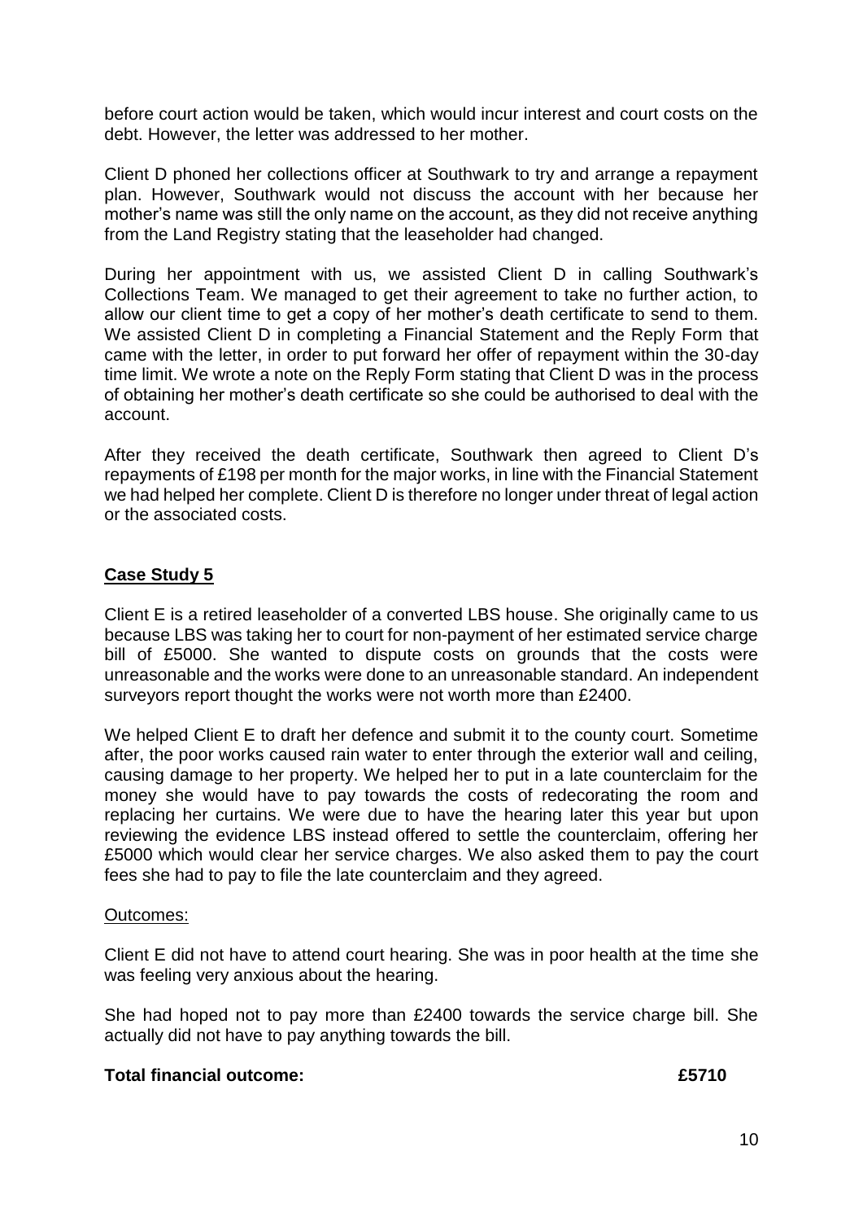before court action would be taken, which would incur interest and court costs on the debt. However, the letter was addressed to her mother.

Client D phoned her collections officer at Southwark to try and arrange a repayment plan. However, Southwark would not discuss the account with her because her mother's name was still the only name on the account, as they did not receive anything from the Land Registry stating that the leaseholder had changed.

During her appointment with us, we assisted Client D in calling Southwark's Collections Team. We managed to get their agreement to take no further action, to allow our client time to get a copy of her mother's death certificate to send to them. We assisted Client D in completing a Financial Statement and the Reply Form that came with the letter, in order to put forward her offer of repayment within the 30-day time limit. We wrote a note on the Reply Form stating that Client D was in the process of obtaining her mother's death certificate so she could be authorised to deal with the account.

After they received the death certificate, Southwark then agreed to Client D's repayments of £198 per month for the major works, in line with the Financial Statement we had helped her complete. Client D is therefore no longer under threat of legal action or the associated costs.

## Case Study 5

Client E is a retired leaseholder of a converted LBS house. She originally came to us because LBS was taking her to court for non-payment of her estimated service charge bill of £5000. She wanted to dispute costs on grounds that the costs were unreasonable and the works were done to an unreasonable standard. An independent surveyors report thought the works were not worth more than £2400.

We helped Client E to draft her defence and submit it to the county court. Sometime after, the poor works caused rain water to enter through the exterior wall and ceiling, causing damage to her property. We helped her to put in a late counterclaim for the money she would have to pay towards the costs of redecorating the room and replacing her curtains. We were due to have the hearing later this year but upon reviewing the evidence LBS instead offered to settle the counterclaim, offering her £5000 which would clear her service charges. We also asked them to pay the court fees she had to pay to file the late counterclaim and they agreed.

Outcomes:

Client E did not have to attend court hearing. She was in poor health at the time she was feeling very anxious about the hearing.

She had hoped not to pay more than £2400 towards the service charge bill. She actually did not have to pay anything towards the bill.

**Total financial outcome: £5710**